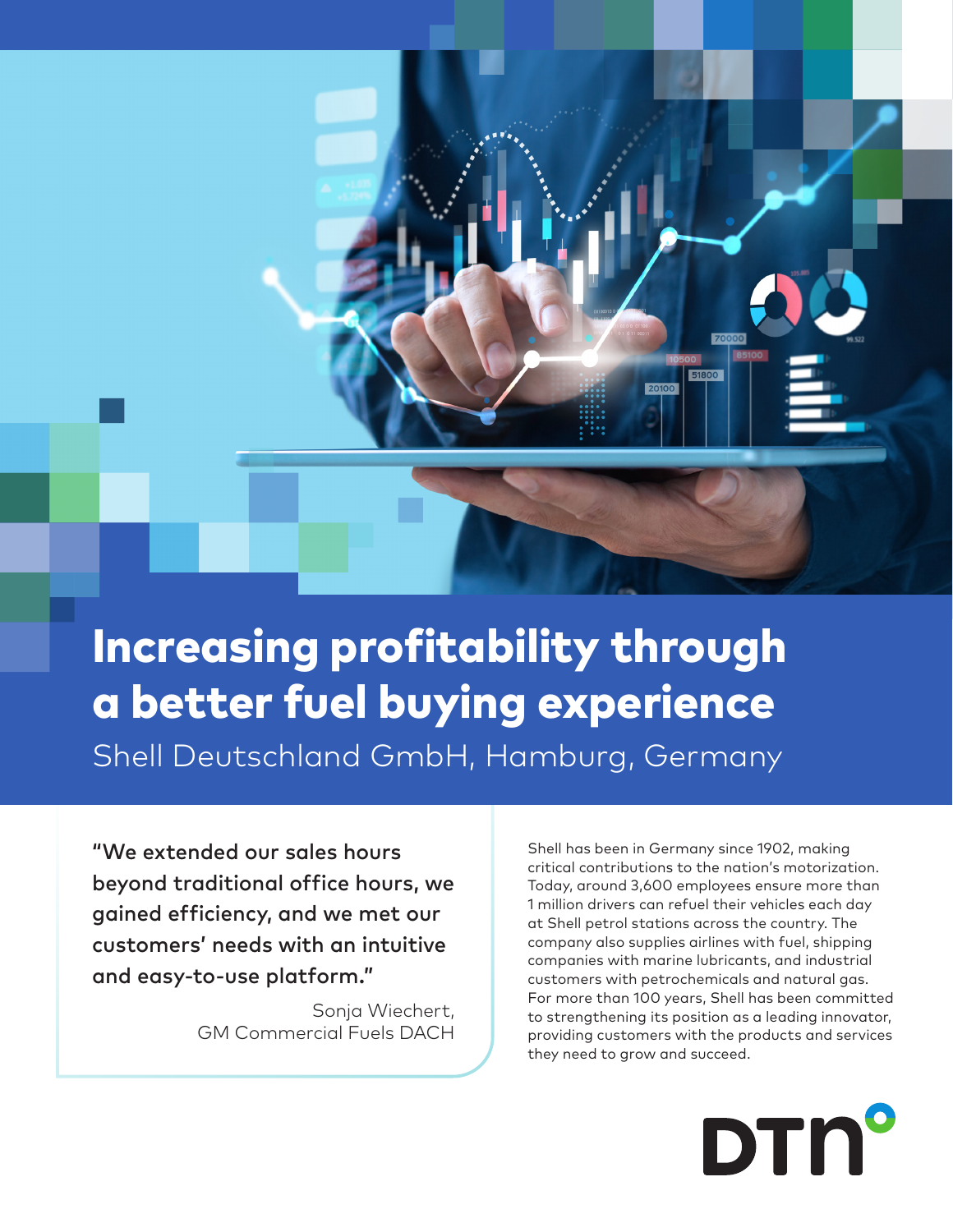# Increasing profitability through a better fuel buying experience

Shell Deutschland GmbH, Hamburg, Germany

> "We extended our sales hours beyond traditional office hours, we gained efficiency, and we met our customers' needs with an intuitive and easy-to-use platform."
>
> Sonja Wiechert,
> GM Commercial Fuels DACH

Shell has been in Germany since 1902, making critical contributions to the nation's motorization. Today, around 3,600 employees ensure more than 1 million drivers can refuel their vehicles each day at Shell petrol stations across the country. The company also supplies airlines with fuel, shipping companies with marine lubricants, and industrial customers with petrochemicals and natural gas. For more than 100 years, Shell has been committed to strengthening its position as a leading innovator, providing customers with the products and services they need to grow and succeed.

DTN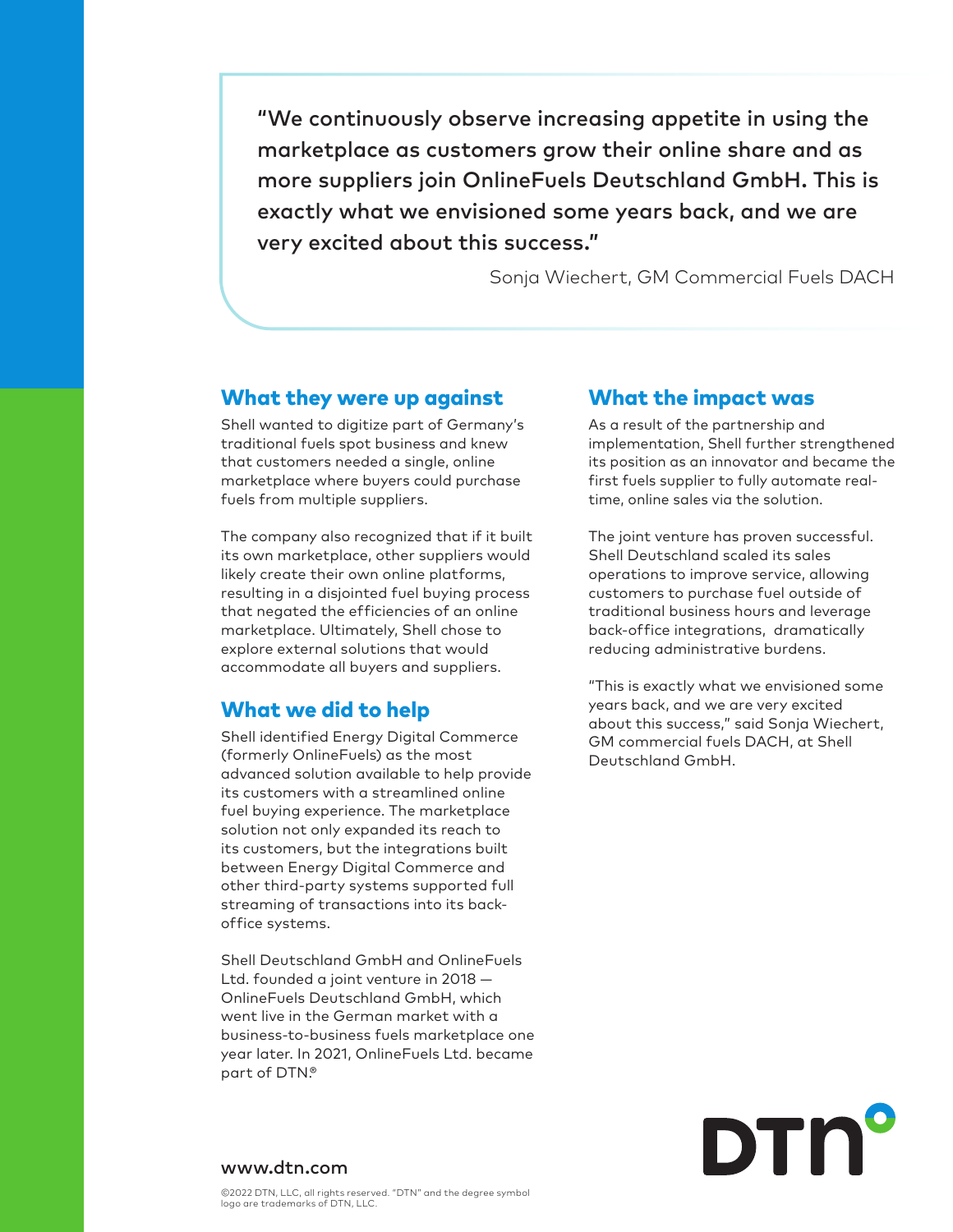"We continuously observe increasing appetite in using the marketplace as customers grow their online share and as more suppliers join OnlineFuels Deutschland GmbH. This is exactly what we envisioned some years back, and we are very excited about this success."

Sonja Wiechert, GM Commercial Fuels DACH

## What they were up against

Shell wanted to digitize part of Germany's traditional fuels spot business and knew that customers needed a single, online marketplace where buyers could purchase fuels from multiple suppliers.

The company also recognized that if it built its own marketplace, other suppliers would likely create their own online platforms, resulting in a disjointed fuel buying process that negated the efficiencies of an online marketplace. Ultimately, Shell chose to explore external solutions that would accommodate all buyers and suppliers.

## What we did to help

Shell identified Energy Digital Commerce (formerly OnlineFuels) as the most advanced solution available to help provide its customers with a streamlined online fuel buying experience. The marketplace solution not only expanded its reach to its customers, but the integrations built between Energy Digital Commerce and other third-party systems supported full streaming of transactions into its back-office systems.

Shell Deutschland GmbH and OnlineFuels Ltd. founded a joint venture in 2018 — OnlineFuels Deutschland GmbH, which went live in the German market with a business-to-business fuels marketplace one year later. In 2021, OnlineFuels Ltd. became part of DTN.®

## What the impact was

As a result of the partnership and implementation, Shell further strengthened its position as an innovator and became the first fuels supplier to fully automate real-time, online sales via the solution.

The joint venture has proven successful. Shell Deutschland scaled its sales operations to improve service, allowing customers to purchase fuel outside of traditional business hours and leverage back-office integrations, dramatically reducing administrative burdens.

"This is exactly what we envisioned some years back, and we are very excited about this success," said Sonja Wiechert, GM commercial fuels DACH, at Shell Deutschland GmbH.

DTN

www.dtn.com

©2022 DTN, LLC, all rights reserved. "DTN" and the degree symbol logo are trademarks of DTN, LLC.